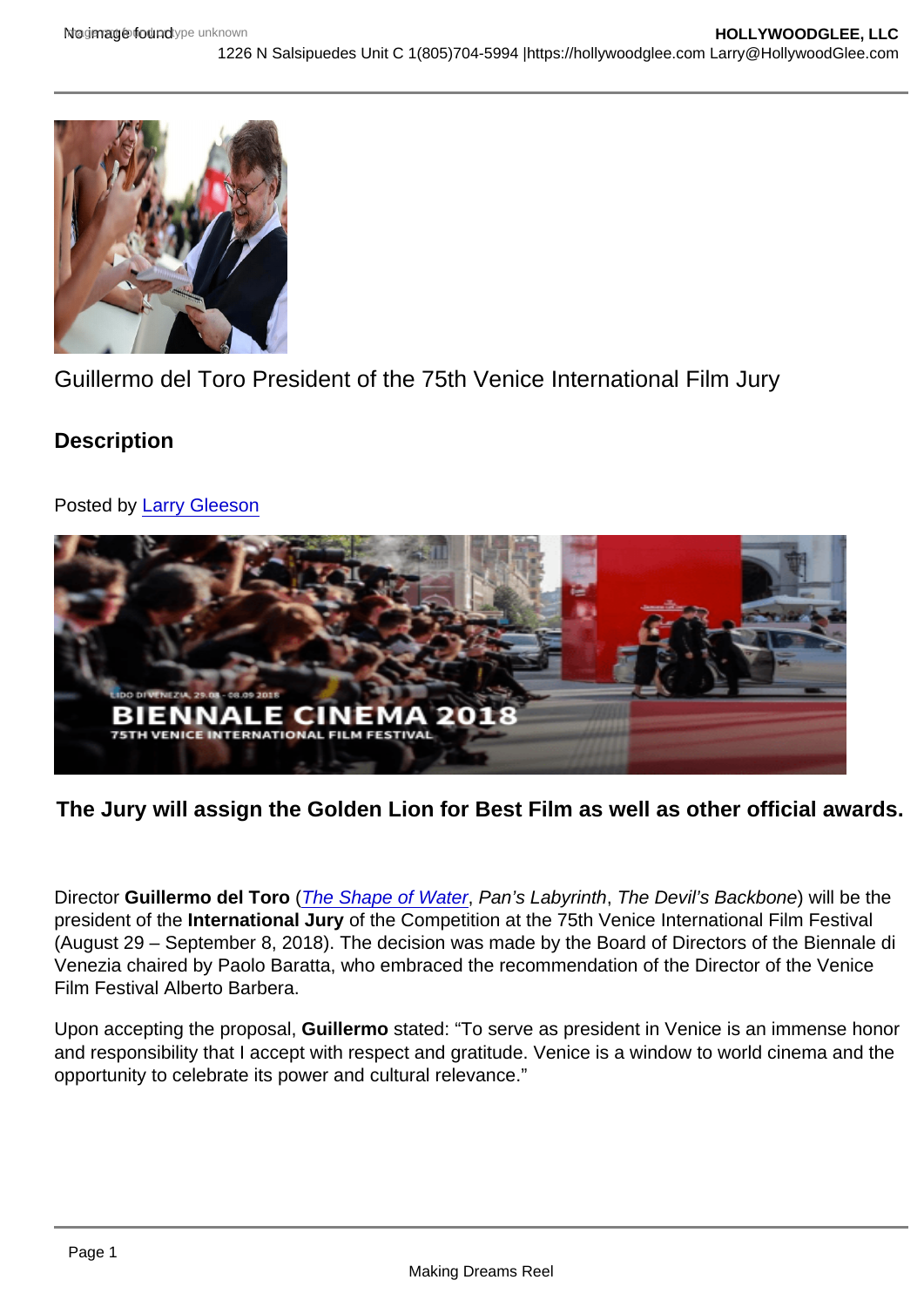Guillermo del Toro President of the 75th Venice International Film Jury

## Description

Posted by [Larry Gleeson](https://hollywoodglee.com)

**The Jury will assign the Golden Lion for Best Film as well as other official awards.**

Director **Guillermo del Toro** (*The Shape of Water*, *Pan's Labyrinth*, *The Devil's Backbone*) will be the president of the **International Jury** of the Competition at the 75th Venice International Film Festival (August 29 – September 8, 2018). The decision was made by the Board of Directors of the Biennale di Venezia chaired by Paolo Baratta, who embraced the recommendation of the Director of the Venice Film Festival Alberto Barbera.

Upon accepting the proposal, **Guillermo** stated: "To serve as president in Venice is an immense honor and responsibility that I accept with respect and gratitude. Venice is a window to world cinema and the opportunity to celebrate its power and cultural relevance."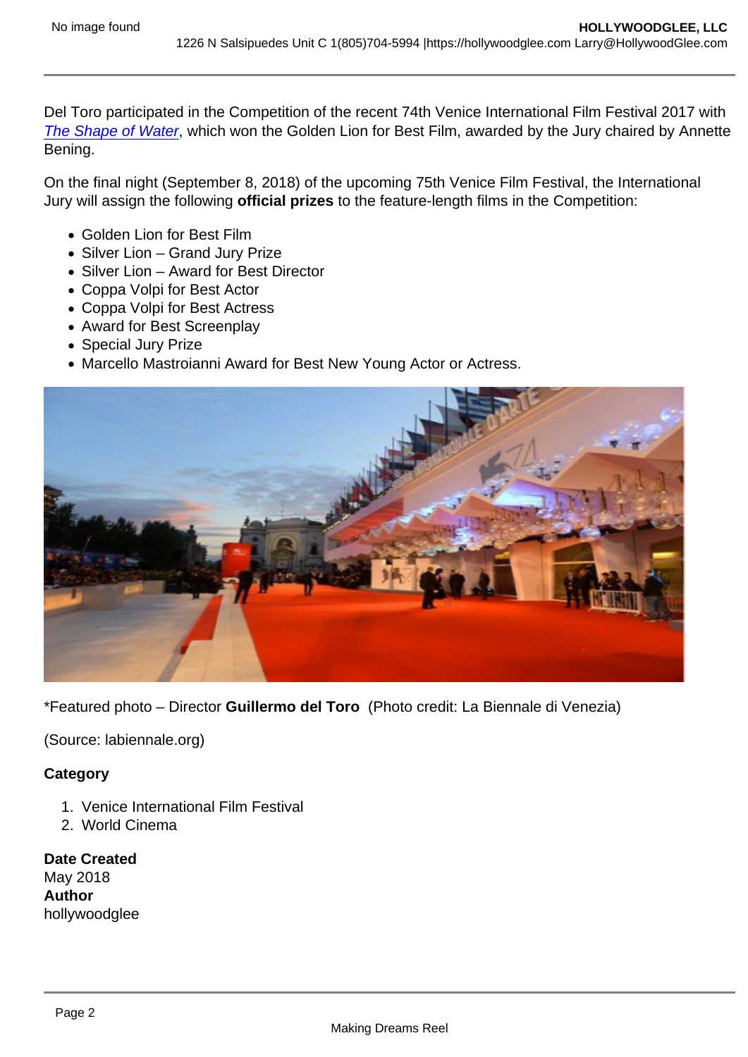Del Toro participated in the Competition of the recent 74th Venice International Film Festival 2017 with *The Shape of Water*, which won the Golden Lion for Best Film, awarded by the Jury chaired by Annette Bening.

On the final night (September 8, 2018) of the upcoming 75th Venice Film Festival, the International Jury will assign the following **official prizes** to the feature-length films in the Competition:

- Golden Lion for Best Film
- Silver Lion – Grand Jury Prize
- Silver Lion – Award for Best Director
- Coppa Volpi for Best Actor
- Coppa Volpi for Best Actress
- Award for Best Screenplay
- Special Jury Prize
- Marcello Mastroianni Award for Best New Young Actor or Actress.

*Featured photo – Director **Guillermo del Toro** (Photo credit: La Biennale di Venezia)

(Source: labiennale.org)

**Category**

1. Venice International Film Festival
2. World Cinema

**Date Created**
May 2018
**Author**
hollywoodglee